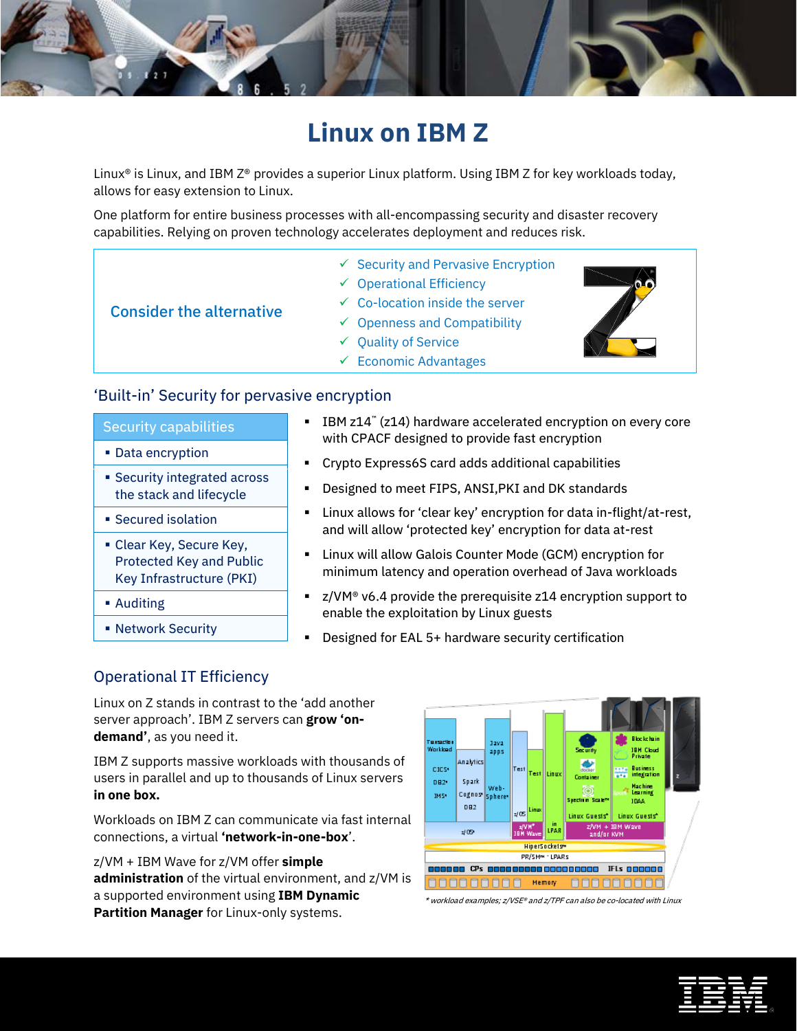# Linux on IBM Z

Linux® is Linux, and IBM Z® provides a superior Linux platform. Using IBM Z for key workloads today, allows for easy extension to Linux.

One platform for entire business processes with all-encompassing security and disaster recovery capabilities. Relying on proven technology accelerates deployment and reduces risk.

**Consider the alternative**

- ✓ Security and Pervasive Encryption
- ✓ Operational Efficiency
- ✓ Co-location inside the server
- ✓ Openness and Compatibility
- ✓ Quality of Service
- ✓ Economic Advantages

## 'Built-in' Security for pervasive encryption

| Security capabilities |
|---|
| ▪ Data encryption |
| ▪ Security integrated across the stack and lifecycle |
| ▪ Secured isolation |
| ▪ Clear Key, Secure Key, Protected Key and Public Key Infrastructure (PKI) |
| ▪ Auditing |
| ▪ Network Security |

- IBM z14™ (z14) hardware accelerated encryption on every core with CPACF designed to provide fast encryption
- Crypto Express6S card adds additional capabilities
- Designed to meet FIPS, ANSI,PKI and DK standards
- Linux allows for 'clear key' encryption for data in-flight/at-rest, and will allow 'protected key' encryption for data at-rest
- Linux will allow Galois Counter Mode (GCM) encryption for minimum latency and operation overhead of Java workloads
- z/VM® v6.4 provide the prerequisite z14 encryption support to enable the exploitation by Linux guests
- Designed for EAL 5+ hardware security certification

## Operational IT Efficiency

Linux on Z stands in contrast to the 'add another server approach'. IBM Z servers can **grow 'on-demand'**, as you need it.

IBM Z supports massive workloads with thousands of users in parallel and up to thousands of Linux servers **in one box.**

Workloads on IBM Z can communicate via fast internal connections, a virtual **'network-in-one-box'**.

z/VM + IBM Wave for z/VM offer **simple administration** of the virtual environment, and z/VM is a supported environment using **IBM Dynamic Partition Manager** for Linux-only systems.

*\* workload examples; z/VSE® and z/TPF can also be co-located with Linux*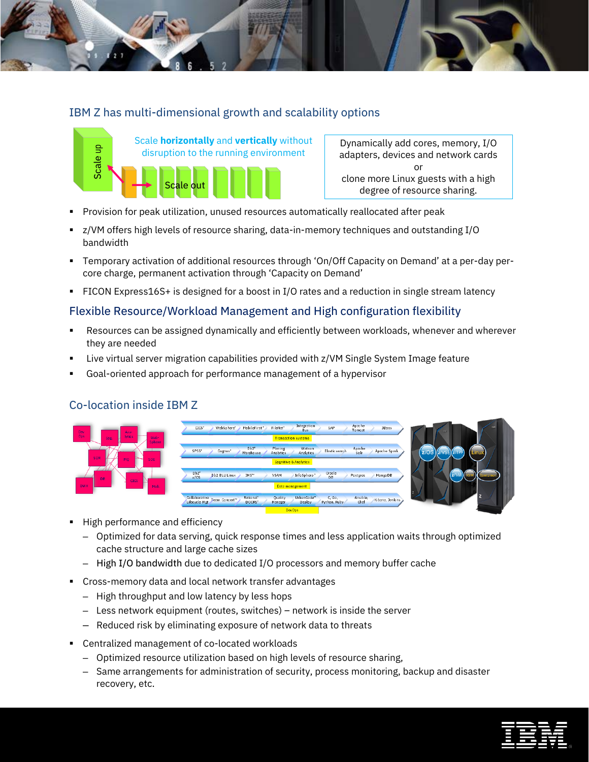## IBM Z has multi-dimensional growth and scalability options

Scale **horizontally** and **vertically** without disruption to the running environment

Dynamically add cores, memory, I/O adapters, devices and network cards or clone more Linux guests with a high degree of resource sharing.

- Provision for peak utilization, unused resources automatically reallocated after peak
- z/VM offers high levels of resource sharing, data-in-memory techniques and outstanding I/O bandwidth
- Temporary activation of additional resources through 'On/Off Capacity on Demand' at a per-day per-core charge, permanent activation through 'Capacity on Demand'
- FICON Express16S+ is designed for a boost in I/O rates and a reduction in single stream latency

## Flexible Resource/Workload Management and High configuration flexibility

- Resources can be assigned dynamically and efficiently between workloads, whenever and wherever they are needed
- Live virtual server migration capabilities provided with z/VM Single System Image feature
- Goal-oriented approach for performance management of a hypervisor

## Co-location inside IBM Z

- High performance and efficiency
  - Optimized for data serving, quick response times and less application waits through optimized cache structure and large cache sizes
  - High I/O bandwidth due to dedicated I/O processors and memory buffer cache
- Cross-memory data and local network transfer advantages
  - High throughput and low latency by less hops
  - Less network equipment (routes, switches) – network is inside the server
  - Reduced risk by eliminating exposure of network data to threats
- Centralized management of co-located workloads
  - Optimized resource utilization based on high levels of resource sharing,
  - Same arrangements for administration of security, process monitoring, backup and disaster recovery, etc.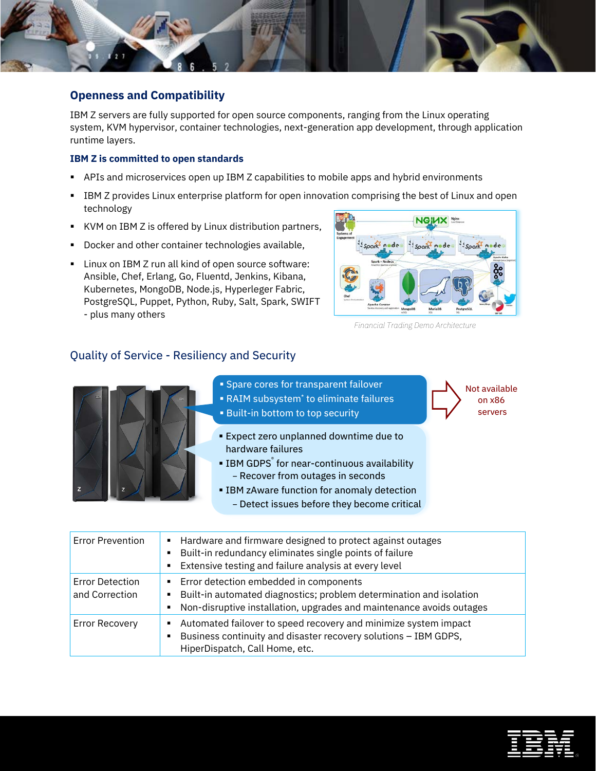## Openness and Compatibility

IBM Z servers are fully supported for open source components, ranging from the Linux operating system, KVM hypervisor, container technologies, next-generation app development, through application runtime layers.

### IBM Z is committed to open standards

- APIs and microservices open up IBM Z capabilities to mobile apps and hybrid environments
- IBM Z provides Linux enterprise platform for open innovation comprising the best of Linux and open technology
- KVM on IBM Z is offered by Linux distribution partners,
- Docker and other container technologies available,
- Linux on IBM Z run all kind of open source software: Ansible, Chef, Erlang, Go, Fluentd, Jenkins, Kibana, Kubernetes, MongoDB, Node.js, Hyperleger Fabric, PostgreSQL, Puppet, Python, Ruby, Salt, Spark, SWIFT - plus many others

*Financial Trading Demo Architecture*

## Quality of Service - Resiliency and Security

- Spare cores for transparent failover
- RAIM subsystem* to eliminate failures
- Built-in bottom to top security

Not available on x86 servers

- Expect zero unplanned downtime due to hardware failures
- IBM GDPS® for near-continuous availability
  - Recover from outages in seconds
- IBM zAware function for anomaly detection
  - Detect issues before they become critical

| | |
|---|---|
| Error Prevention | ▪ Hardware and firmware designed to protect against outages<br>▪ Built-in redundancy eliminates single points of failure<br>▪ Extensive testing and failure analysis at every level |
| Error Detection and Correction | ▪ Error detection embedded in components<br>▪ Built-in automated diagnostics; problem determination and isolation<br>▪ Non-disruptive installation, upgrades and maintenance avoids outages |
| Error Recovery | ▪ Automated failover to speed recovery and minimize system impact<br>▪ Business continuity and disaster recovery solutions – IBM GDPS, HiperDispatch, Call Home, etc. |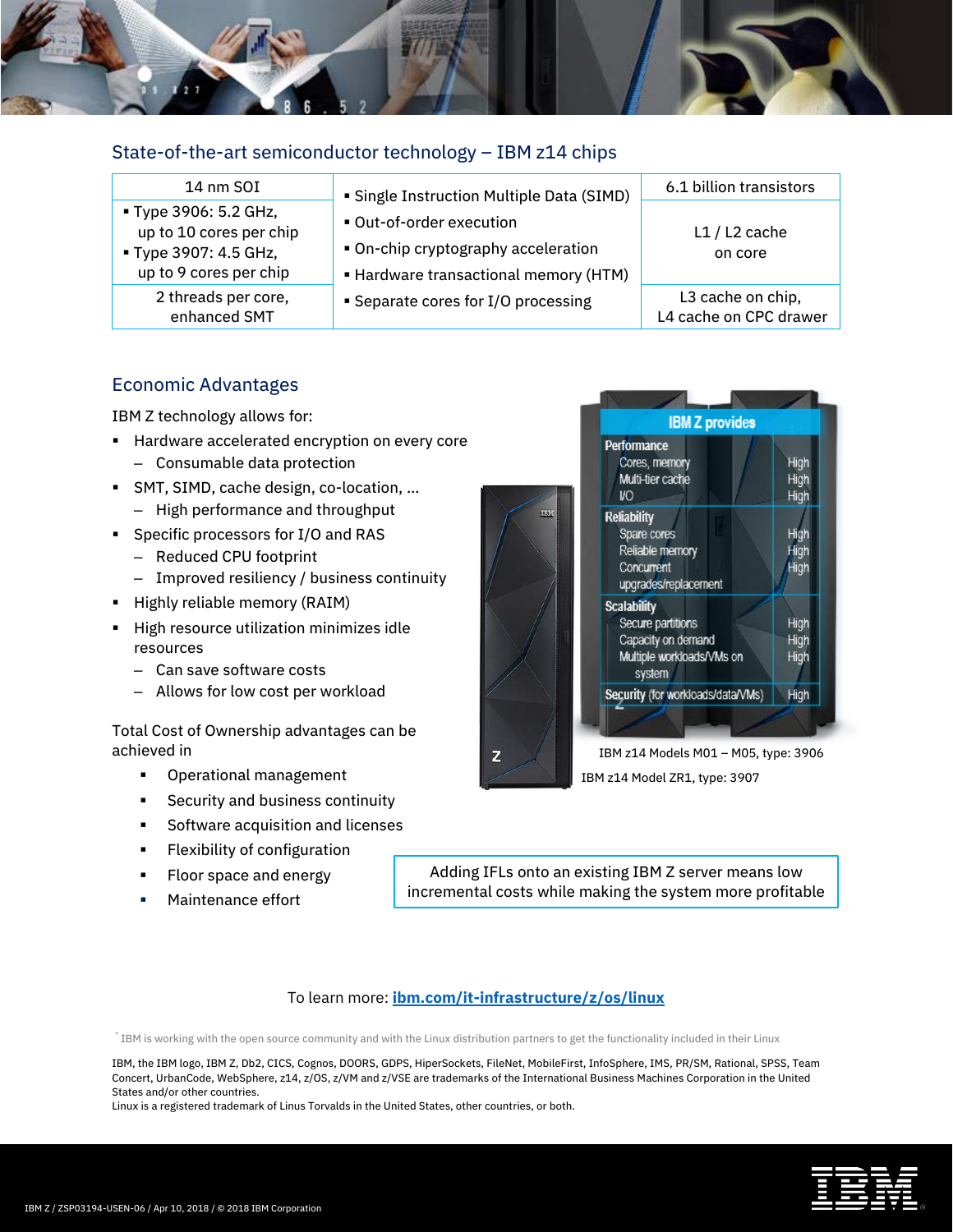## State-of-the-art semiconductor technology – IBM z14 chips

| | | |
|---|---|---|
| 14 nm SOI | ▪ Single Instruction Multiple Data (SIMD)<br>▪ Out-of-order execution<br>▪ On-chip cryptography acceleration<br>▪ Hardware transactional memory (HTM)<br>▪ Separate cores for I/O processing | 6.1 billion transistors |
| ▪ Type 3906: 5.2 GHz, up to 10 cores per chip<br>▪ Type 3907: 4.5 GHz, up to 9 cores per chip | | L1 / L2 cache on core |
| 2 threads per core, enhanced SMT | | L3 cache on chip, L4 cache on CPC drawer |

## Economic Advantages

IBM Z technology allows for:

- Hardware accelerated encryption on every core
  - Consumable data protection
- SMT, SIMD, cache design, co-location, ...
  - High performance and throughput
- Specific processors for I/O and RAS
  - Reduced CPU footprint
  - Improved resiliency / business continuity
- Highly reliable memory (RAIM)
- High resource utilization minimizes idle resources
  - Can save software costs
  - Allows for low cost per workload

Total Cost of Ownership advantages can be achieved in

- Operational management
- Security and business continuity
- Software acquisition and licenses
- Flexibility of configuration
- Floor space and energy
- Maintenance effort

| IBM Z provides | |
|---|---|
| **Performance** | |
| Cores, memory | High |
| Multi-tier cache | High |
| I/O | High |
| **Reliability** | |
| Spare cores | High |
| Reliable memory | High |
| Concurrent upgrades/replacement | High |
| **Scalability** | |
| Secure partitions | High |
| Capacity on demand | High |
| Multiple workloads/VMs on system | High |
| **Security** (for workloads/data/VMs) | High |

IBM z14 Models M01 – M05, type: 3906

IBM z14 Model ZR1, type: 3907

Adding IFLs onto an existing IBM Z server means low incremental costs while making the system more profitable

To learn more: **ibm.com/it-infrastructure/z/os/linux**

* IBM is working with the open source community and with the Linux distribution partners to get the functionality included in their Linux

IBM, the IBM logo, IBM Z, Db2, CICS, Cognos, DOORS, GDPS, HiperSockets, FileNet, MobileFirst, InfoSphere, IMS, PR/SM, Rational, SPSS, Team Concert, UrbanCode, WebSphere, z14, z/OS, z/VM and z/VSE are trademarks of the International Business Machines Corporation in the United States and/or other countries.
Linux is a registered trademark of Linus Torvalds in the United States, other countries, or both.

IBM Z / ZSP03194-USEN-06 / Apr 10, 2018 / © 2018 IBM Corporation